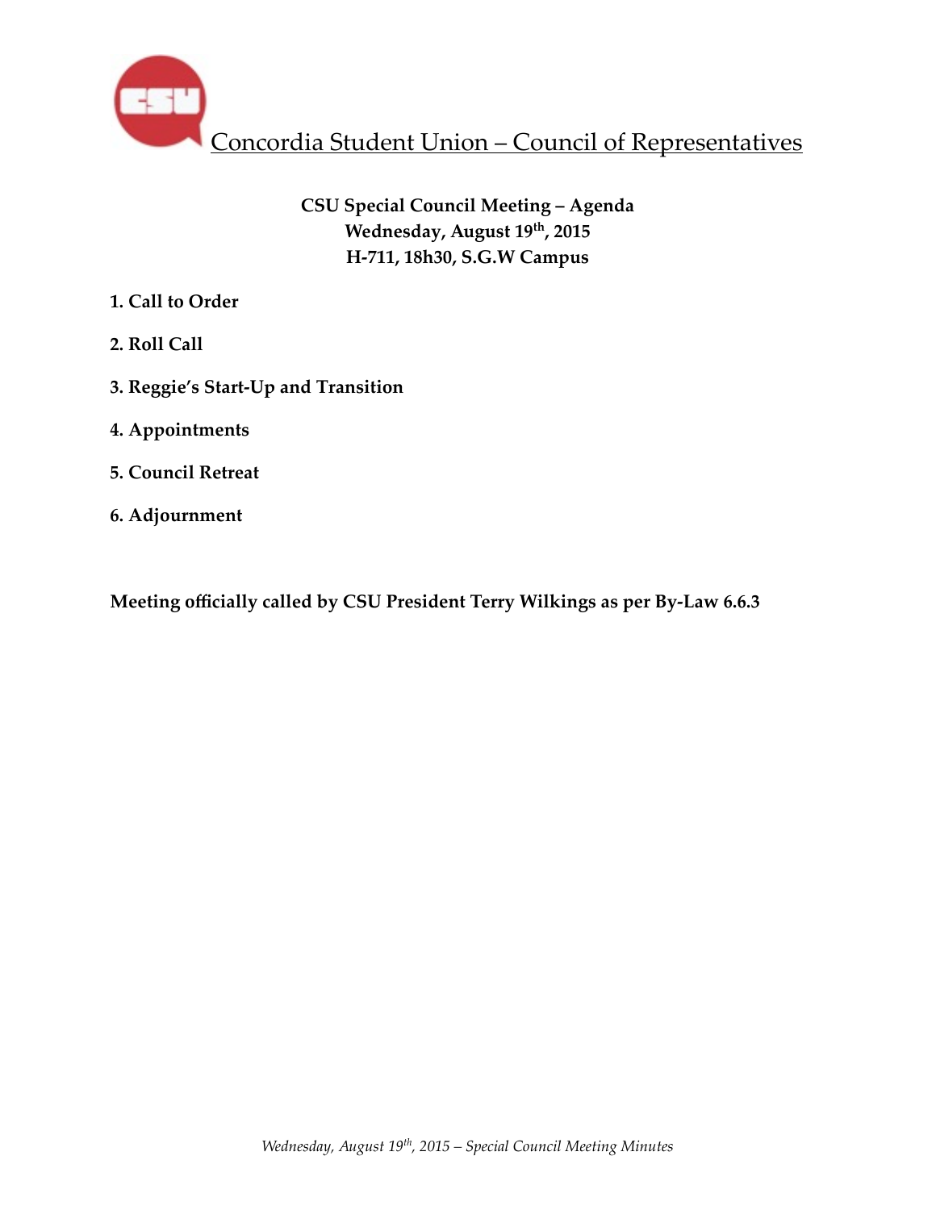# Concordia Student Union – Council of Representatives

**CSU Special Council Meeting – Agenda**
**Wednesday, August 19th, 2015**
**H-711, 18h30, S.G.W Campus**

**1. Call to Order**

**2. Roll Call**

**3. Reggie's Start-Up and Transition**

**4. Appointments**

**5. Council Retreat**

**6. Adjournment**

**Meeting officially called by CSU President Terry Wilkings as per By-Law 6.6.3**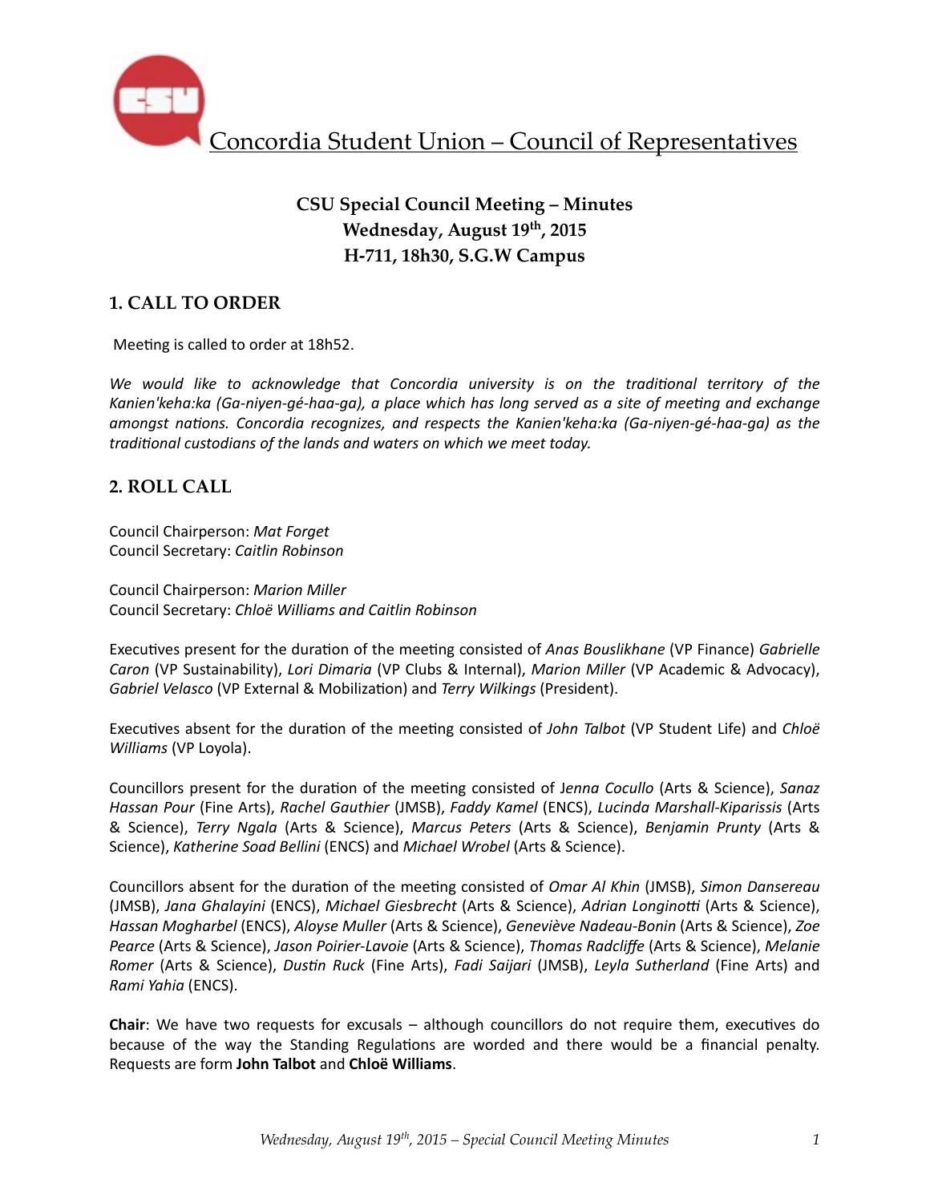Concordia Student Union – Council of Representatives

## CSU Special Council Meeting – Minutes
### Wednesday, August 19th, 2015
### H-711, 18h30, S.G.W Campus

## 1. CALL TO ORDER

Meeting is called to order at 18h52.

*We would like to acknowledge that Concordia university is on the traditional territory of the Kanien'keha:ka (Ga-niyen-gé-haa-ga), a place which has long served as a site of meeting and exchange amongst nations. Concordia recognizes, and respects the Kanien'keha:ka (Ga-niyen-gé-haa-ga) as the traditional custodians of the lands and waters on which we meet today.*

## 2. ROLL CALL

Council Chairperson: *Mat Forget*
Council Secretary: *Caitlin Robinson*

Council Chairperson: *Marion Miller*
Council Secretary: *Chloë Williams and Caitlin Robinson*

Executives present for the duration of the meeting consisted of *Anas Bouslikhane* (VP Finance) *Gabrielle Caron* (VP Sustainability), *Lori Dimaria* (VP Clubs & Internal), *Marion Miller* (VP Academic & Advocacy), *Gabriel Velasco* (VP External & Mobilization) and *Terry Wilkings* (President).

Executives absent for the duration of the meeting consisted of *John Talbot* (VP Student Life) and *Chloë Williams* (VP Loyola).

Councillors present for the duration of the meeting consisted of J*enna Cocullo* (Arts & Science), *Sanaz Hassan Pour* (Fine Arts), *Rachel Gauthier* (JMSB), *Faddy Kamel* (ENCS), *Lucinda Marshall-Kiparissis* (Arts & Science), *Terry Ngala* (Arts & Science), *Marcus Peters* (Arts & Science), *Benjamin Prunty* (Arts & Science), *Katherine Soad Bellini* (ENCS) and *Michael Wrobel* (Arts & Science).

Councillors absent for the duration of the meeting consisted of *Omar Al Khin* (JMSB), *Simon Dansereau* (JMSB), *Jana Ghalayini* (ENCS), *Michael Giesbrecht* (Arts & Science), *Adrian Longinotti* (Arts & Science), *Hassan Mogharbel* (ENCS), *Aloyse Muller* (Arts & Science), *Geneviève Nadeau-Bonin* (Arts & Science), *Zoe Pearce* (Arts & Science), *Jason Poirier-Lavoie* (Arts & Science), *Thomas Radcliffe* (Arts & Science), *Melanie Romer* (Arts & Science), *Dustin Ruck* (Fine Arts), *Fadi Saijari* (JMSB), *Leyla Sutherland* (Fine Arts) and *Rami Yahia* (ENCS).

**Chair**: We have two requests for excusals – although councillors do not require them, executives do because of the way the Standing Regulations are worded and there would be a financial penalty. Requests are form **John Talbot** and **Chloë Williams**.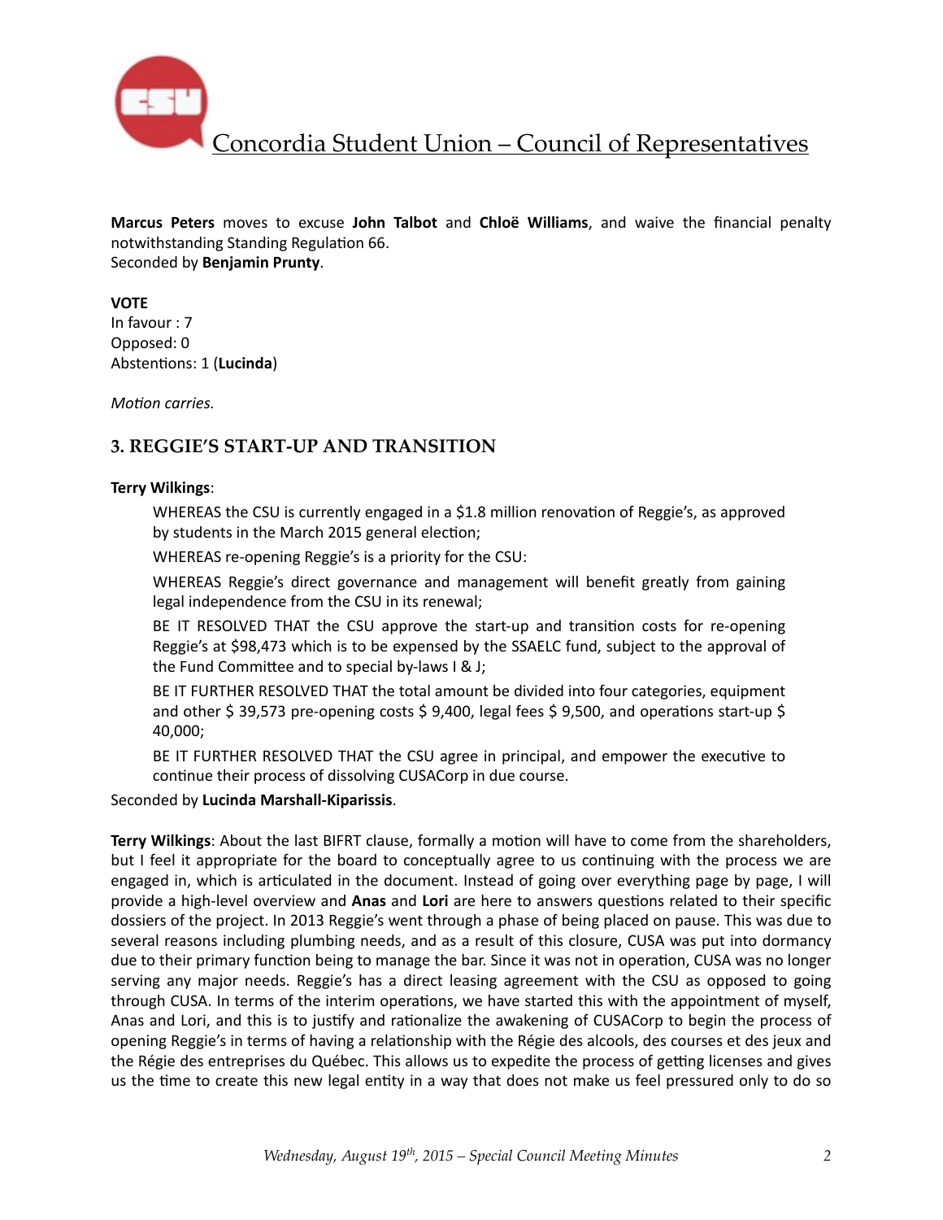**Marcus Peters** moves to excuse **John Talbot** and **Chloë Williams**, and waive the financial penalty notwithstanding Standing Regulation 66.
Seconded by **Benjamin Prunty**.

**VOTE**
In favour : 7
Opposed: 0
Abstentions: 1 (**Lucinda**)

*Motion carries.*

## 3. REGGIE'S START-UP AND TRANSITION

**Terry Wilkings**:

> WHEREAS the CSU is currently engaged in a $1.8 million renovation of Reggie's, as approved by students in the March 2015 general election;
>
> WHEREAS re-opening Reggie's is a priority for the CSU:
>
> WHEREAS Reggie's direct governance and management will benefit greatly from gaining legal independence from the CSU in its renewal;
>
> BE IT RESOLVED THAT the CSU approve the start-up and transition costs for re-opening Reggie's at $98,473 which is to be expensed by the SSAELC fund, subject to the approval of the Fund Committee and to special by-laws I & J;
>
> BE IT FURTHER RESOLVED THAT the total amount be divided into four categories, equipment and other $ 39,573 pre-opening costs $ 9,400, legal fees $ 9,500, and operations start-up $ 40,000;
>
> BE IT FURTHER RESOLVED THAT the CSU agree in principal, and empower the executive to continue their process of dissolving CUSACorp in due course.

Seconded by **Lucinda Marshall-Kiparissis**.

**Terry Wilkings**: About the last BIFRT clause, formally a motion will have to come from the shareholders, but I feel it appropriate for the board to conceptually agree to us continuing with the process we are engaged in, which is articulated in the document. Instead of going over everything page by page, I will provide a high-level overview and **Anas** and **Lori** are here to answers questions related to their specific dossiers of the project. In 2013 Reggie's went through a phase of being placed on pause. This was due to several reasons including plumbing needs, and as a result of this closure, CUSA was put into dormancy due to their primary function being to manage the bar. Since it was not in operation, CUSA was no longer serving any major needs. Reggie's has a direct leasing agreement with the CSU as opposed to going through CUSA. In terms of the interim operations, we have started this with the appointment of myself, Anas and Lori, and this is to justify and rationalize the awakening of CUSACorp to begin the process of opening Reggie's in terms of having a relationship with the Régie des alcools, des courses et des jeux and the Régie des entreprises du Québec. This allows us to expedite the process of getting licenses and gives us the time to create this new legal entity in a way that does not make us feel pressured only to do so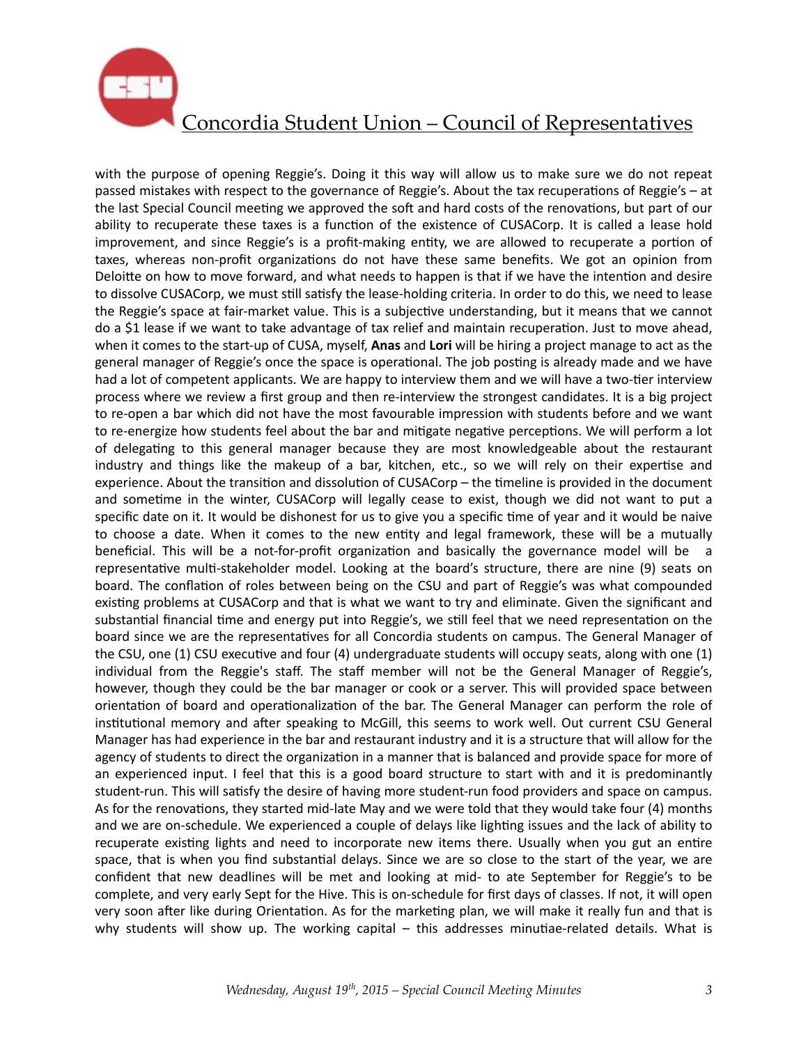with the purpose of opening Reggie's. Doing it this way will allow us to make sure we do not repeat passed mistakes with respect to the governance of Reggie's. About the tax recuperations of Reggie's – at the last Special Council meeting we approved the soft and hard costs of the renovations, but part of our ability to recuperate these taxes is a function of the existence of CUSACorp. It is called a lease hold improvement, and since Reggie's is a profit-making entity, we are allowed to recuperate a portion of taxes, whereas non-profit organizations do not have these same benefits. We got an opinion from Deloitte on how to move forward, and what needs to happen is that if we have the intention and desire to dissolve CUSACorp, we must still satisfy the lease-holding criteria. In order to do this, we need to lease the Reggie's space at fair-market value. This is a subjective understanding, but it means that we cannot do a $1 lease if we want to take advantage of tax relief and maintain recuperation. Just to move ahead, when it comes to the start-up of CUSA, myself, **Anas** and **Lori** will be hiring a project manage to act as the general manager of Reggie's once the space is operational. The job posting is already made and we have had a lot of competent applicants. We are happy to interview them and we will have a two-tier interview process where we review a first group and then re-interview the strongest candidates. It is a big project to re-open a bar which did not have the most favourable impression with students before and we want to re-energize how students feel about the bar and mitigate negative perceptions. We will perform a lot of delegating to this general manager because they are most knowledgeable about the restaurant industry and things like the makeup of a bar, kitchen, etc., so we will rely on their expertise and experience. About the transition and dissolution of CUSACorp – the timeline is provided in the document and sometime in the winter, CUSACorp will legally cease to exist, though we did not want to put a specific date on it. It would be dishonest for us to give you a specific time of year and it would be naive to choose a date. When it comes to the new entity and legal framework, these will be a mutually beneficial. This will be a not-for-profit organization and basically the governance model will be a representative multi-stakeholder model. Looking at the board's structure, there are nine (9) seats on board. The conflation of roles between being on the CSU and part of Reggie's was what compounded existing problems at CUSACorp and that is what we want to try and eliminate. Given the significant and substantial financial time and energy put into Reggie's, we still feel that we need representation on the board since we are the representatives for all Concordia students on campus. The General Manager of the CSU, one (1) CSU executive and four (4) undergraduate students will occupy seats, along with one (1) individual from the Reggie's staff. The staff member will not be the General Manager of Reggie's, however, though they could be the bar manager or cook or a server. This will provided space between orientation of board and operationalization of the bar. The General Manager can perform the role of institutional memory and after speaking to McGill, this seems to work well. Out current CSU General Manager has had experience in the bar and restaurant industry and it is a structure that will allow for the agency of students to direct the organization in a manner that is balanced and provide space for more of an experienced input. I feel that this is a good board structure to start with and it is predominantly student-run. This will satisfy the desire of having more student-run food providers and space on campus. As for the renovations, they started mid-late May and we were told that they would take four (4) months and we are on-schedule. We experienced a couple of delays like lighting issues and the lack of ability to recuperate existing lights and need to incorporate new items there. Usually when you gut an entire space, that is when you find substantial delays. Since we are so close to the start of the year, we are confident that new deadlines will be met and looking at mid- to ate September for Reggie's to be complete, and very early Sept for the Hive. This is on-schedule for first days of classes. If not, it will open very soon after like during Orientation. As for the marketing plan, we will make it really fun and that is why students will show up. The working capital – this addresses minutiae-related details. What is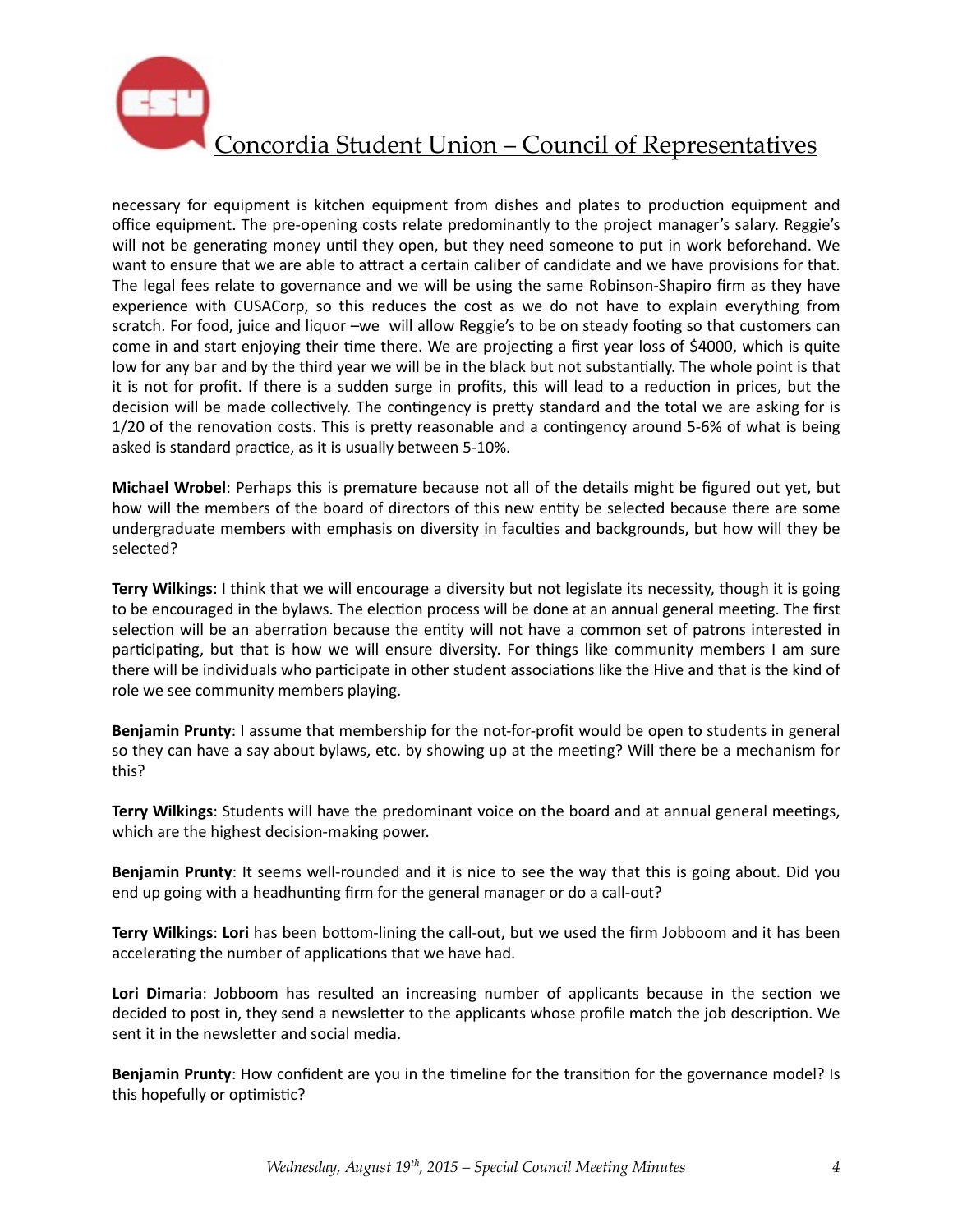necessary for equipment is kitchen equipment from dishes and plates to production equipment and office equipment. The pre-opening costs relate predominantly to the project manager's salary. Reggie's will not be generating money until they open, but they need someone to put in work beforehand. We want to ensure that we are able to attract a certain caliber of candidate and we have provisions for that. The legal fees relate to governance and we will be using the same Robinson-Shapiro firm as they have experience with CUSACorp, so this reduces the cost as we do not have to explain everything from scratch. For food, juice and liquor –we will allow Reggie's to be on steady footing so that customers can come in and start enjoying their time there. We are projecting a first year loss of $4000, which is quite low for any bar and by the third year we will be in the black but not substantially. The whole point is that it is not for profit. If there is a sudden surge in profits, this will lead to a reduction in prices, but the decision will be made collectively. The contingency is pretty standard and the total we are asking for is 1/20 of the renovation costs. This is pretty reasonable and a contingency around 5-6% of what is being asked is standard practice, as it is usually between 5-10%.

**Michael Wrobel**: Perhaps this is premature because not all of the details might be figured out yet, but how will the members of the board of directors of this new entity be selected because there are some undergraduate members with emphasis on diversity in faculties and backgrounds, but how will they be selected?

**Terry Wilkings**: I think that we will encourage a diversity but not legislate its necessity, though it is going to be encouraged in the bylaws. The election process will be done at an annual general meeting. The first selection will be an aberration because the entity will not have a common set of patrons interested in participating, but that is how we will ensure diversity. For things like community members I am sure there will be individuals who participate in other student associations like the Hive and that is the kind of role we see community members playing.

**Benjamin Prunty**: I assume that membership for the not-for-profit would be open to students in general so they can have a say about bylaws, etc. by showing up at the meeting? Will there be a mechanism for this?

**Terry Wilkings**: Students will have the predominant voice on the board and at annual general meetings, which are the highest decision-making power.

**Benjamin Prunty**: It seems well-rounded and it is nice to see the way that this is going about. Did you end up going with a headhunting firm for the general manager or do a call-out?

**Terry Wilkings**: **Lori** has been bottom-lining the call-out, but we used the firm Jobboom and it has been accelerating the number of applications that we have had.

**Lori Dimaria**: Jobboom has resulted an increasing number of applicants because in the section we decided to post in, they send a newsletter to the applicants whose profile match the job description. We sent it in the newsletter and social media.

**Benjamin Prunty**: How confident are you in the timeline for the transition for the governance model? Is this hopefully or optimistic?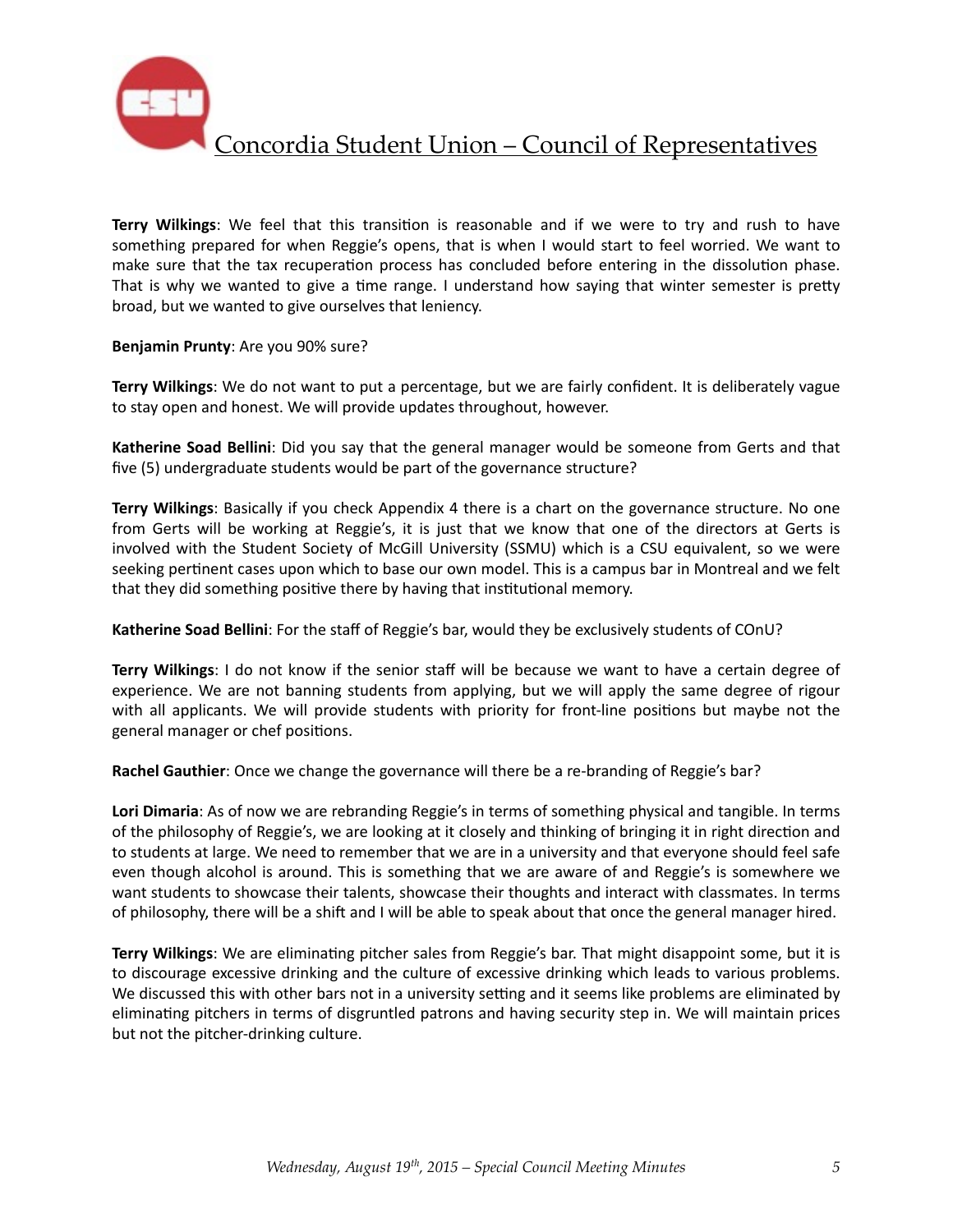**Terry Wilkings**: We feel that this transition is reasonable and if we were to try and rush to have something prepared for when Reggie's opens, that is when I would start to feel worried. We want to make sure that the tax recuperation process has concluded before entering in the dissolution phase. That is why we wanted to give a time range. I understand how saying that winter semester is pretty broad, but we wanted to give ourselves that leniency.

**Benjamin Prunty**: Are you 90% sure?

**Terry Wilkings**: We do not want to put a percentage, but we are fairly confident. It is deliberately vague to stay open and honest. We will provide updates throughout, however.

**Katherine Soad Bellini**: Did you say that the general manager would be someone from Gerts and that five (5) undergraduate students would be part of the governance structure?

**Terry Wilkings**: Basically if you check Appendix 4 there is a chart on the governance structure. No one from Gerts will be working at Reggie's, it is just that we know that one of the directors at Gerts is involved with the Student Society of McGill University (SSMU) which is a CSU equivalent, so we were seeking pertinent cases upon which to base our own model. This is a campus bar in Montreal and we felt that they did something positive there by having that institutional memory.

**Katherine Soad Bellini**: For the staff of Reggie's bar, would they be exclusively students of COnU?

**Terry Wilkings**: I do not know if the senior staff will be because we want to have a certain degree of experience. We are not banning students from applying, but we will apply the same degree of rigour with all applicants. We will provide students with priority for front-line positions but maybe not the general manager or chef positions.

**Rachel Gauthier**: Once we change the governance will there be a re-branding of Reggie's bar?

**Lori Dimaria**: As of now we are rebranding Reggie's in terms of something physical and tangible. In terms of the philosophy of Reggie's, we are looking at it closely and thinking of bringing it in right direction and to students at large. We need to remember that we are in a university and that everyone should feel safe even though alcohol is around. This is something that we are aware of and Reggie's is somewhere we want students to showcase their talents, showcase their thoughts and interact with classmates. In terms of philosophy, there will be a shift and I will be able to speak about that once the general manager hired.

**Terry Wilkings**: We are eliminating pitcher sales from Reggie's bar. That might disappoint some, but it is to discourage excessive drinking and the culture of excessive drinking which leads to various problems. We discussed this with other bars not in a university setting and it seems like problems are eliminated by eliminating pitchers in terms of disgruntled patrons and having security step in. We will maintain prices but not the pitcher-drinking culture.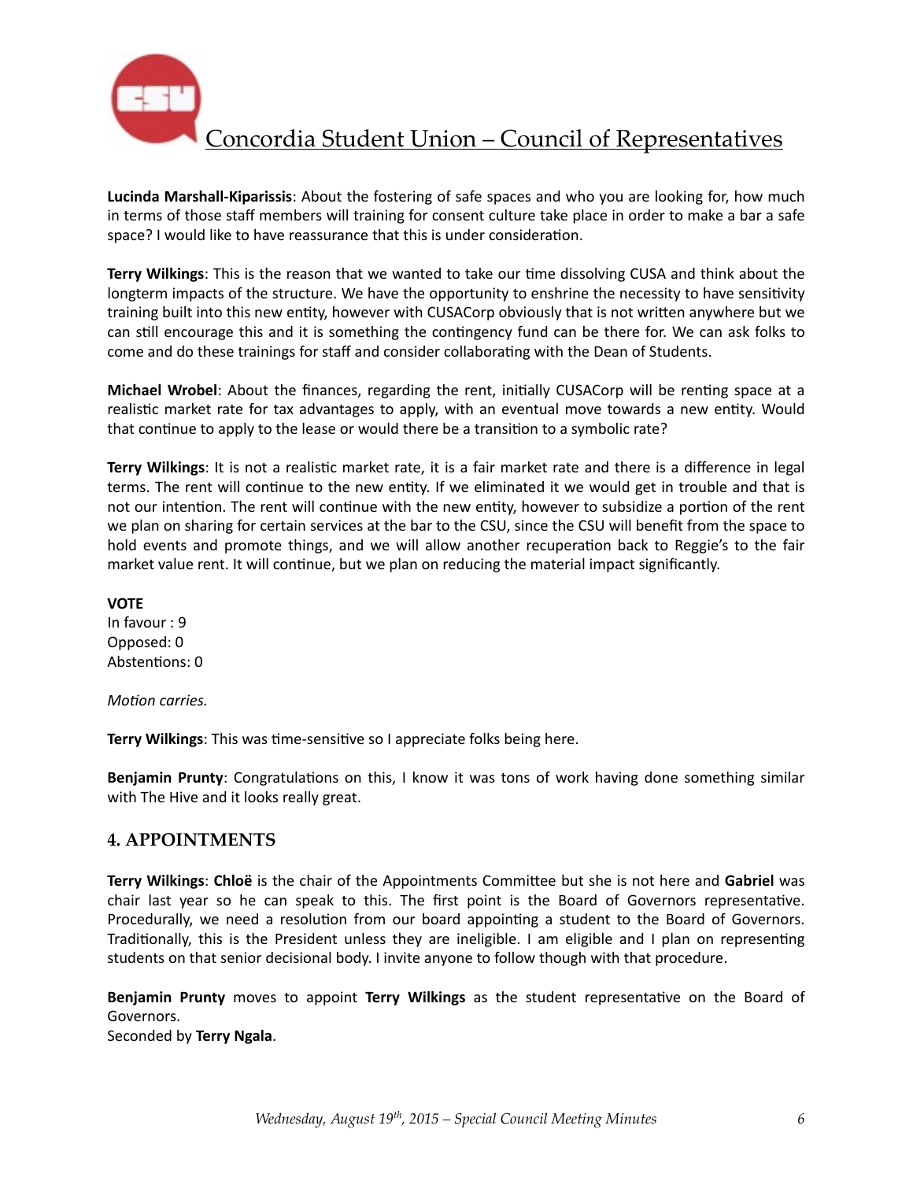**Lucinda Marshall-Kiparissis**: About the fostering of safe spaces and who you are looking for, how much in terms of those staff members will training for consent culture take place in order to make a bar a safe space? I would like to have reassurance that this is under consideration.

**Terry Wilkings**: This is the reason that we wanted to take our time dissolving CUSA and think about the longterm impacts of the structure. We have the opportunity to enshrine the necessity to have sensitivity training built into this new entity, however with CUSACorp obviously that is not written anywhere but we can still encourage this and it is something the contingency fund can be there for. We can ask folks to come and do these trainings for staff and consider collaborating with the Dean of Students.

**Michael Wrobel**: About the finances, regarding the rent, initially CUSACorp will be renting space at a realistic market rate for tax advantages to apply, with an eventual move towards a new entity. Would that continue to apply to the lease or would there be a transition to a symbolic rate?

**Terry Wilkings**: It is not a realistic market rate, it is a fair market rate and there is a difference in legal terms. The rent will continue to the new entity. If we eliminated it we would get in trouble and that is not our intention. The rent will continue with the new entity, however to subsidize a portion of the rent we plan on sharing for certain services at the bar to the CSU, since the CSU will benefit from the space to hold events and promote things, and we will allow another recuperation back to Reggie's to the fair market value rent. It will continue, but we plan on reducing the material impact significantly.

**VOTE**
In favour : 9
Opposed: 0
Abstentions: 0

*Motion carries.*

**Terry Wilkings**: This was time-sensitive so I appreciate folks being here.

**Benjamin Prunty**: Congratulations on this, I know it was tons of work having done something similar with The Hive and it looks really great.

## 4. APPOINTMENTS

**Terry Wilkings**: **Chloë** is the chair of the Appointments Committee but she is not here and **Gabriel** was chair last year so he can speak to this. The first point is the Board of Governors representative. Procedurally, we need a resolution from our board appointing a student to the Board of Governors. Traditionally, this is the President unless they are ineligible. I am eligible and I plan on representing students on that senior decisional body. I invite anyone to follow though with that procedure.

**Benjamin Prunty** moves to appoint **Terry Wilkings** as the student representative on the Board of Governors.
Seconded by **Terry Ngala**.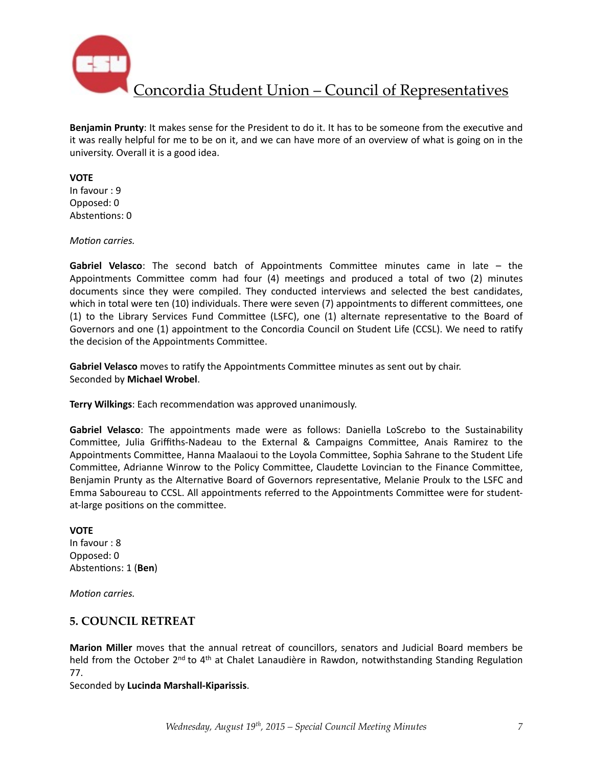**Benjamin Prunty**: It makes sense for the President to do it. It has to be someone from the executive and it was really helpful for me to be on it, and we can have more of an overview of what is going on in the university. Overall it is a good idea.

**VOTE**
In favour : 9
Opposed: 0
Abstentions: 0

*Motion carries.*

**Gabriel Velasco**: The second batch of Appointments Committee minutes came in late – the Appointments Committee comm had four (4) meetings and produced a total of two (2) minutes documents since they were compiled. They conducted interviews and selected the best candidates, which in total were ten (10) individuals. There were seven (7) appointments to different committees, one (1) to the Library Services Fund Committee (LSFC), one (1) alternate representative to the Board of Governors and one (1) appointment to the Concordia Council on Student Life (CCSL). We need to ratify the decision of the Appointments Committee.

**Gabriel Velasco** moves to ratify the Appointments Committee minutes as sent out by chair.
Seconded by **Michael Wrobel**.

**Terry Wilkings**: Each recommendation was approved unanimously.

**Gabriel Velasco**: The appointments made were as follows: Daniella LoScrebo to the Sustainability Committee, Julia Griffiths-Nadeau to the External & Campaigns Committee, Anais Ramirez to the Appointments Committee, Hanna Maalaoui to the Loyola Committee, Sophia Sahrane to the Student Life Committee, Adrianne Winrow to the Policy Committee, Claudette Lovincian to the Finance Committee, Benjamin Prunty as the Alternative Board of Governors representative, Melanie Proulx to the LSFC and Emma Saboureau to CCSL. All appointments referred to the Appointments Committee were for student-at-large positions on the committee.

**VOTE**
In favour : 8
Opposed: 0
Abstentions: 1 (**Ben**)

*Motion carries.*

## 5. COUNCIL RETREAT

**Marion Miller** moves that the annual retreat of councillors, senators and Judicial Board members be held from the October 2nd to 4th at Chalet Lanaudière in Rawdon, notwithstanding Standing Regulation 77.
Seconded by **Lucinda Marshall-Kiparissis**.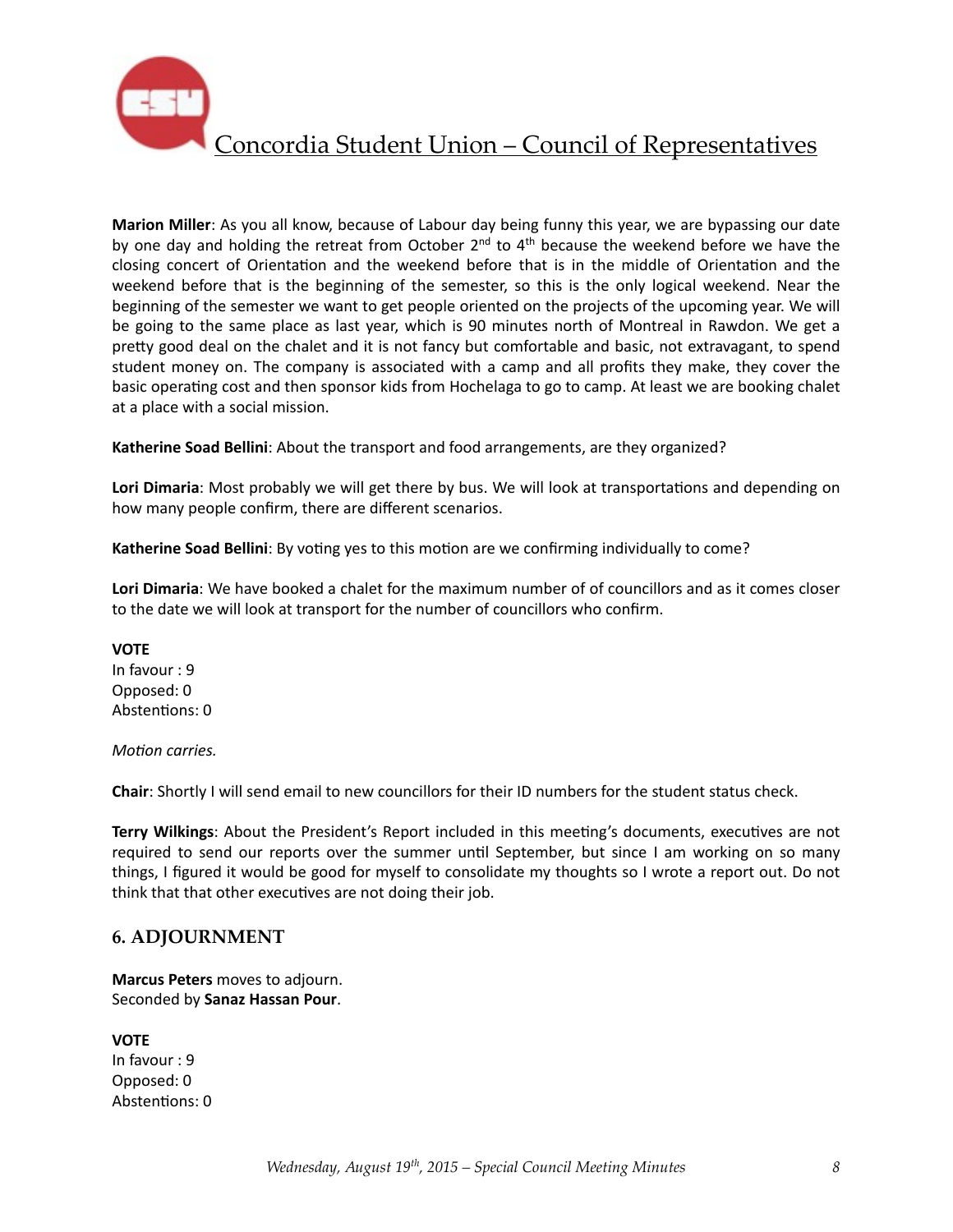**Marion Miller**: As you all know, because of Labour day being funny this year, we are bypassing our date by one day and holding the retreat from October 2nd to 4th because the weekend before we have the closing concert of Orientation and the weekend before that is in the middle of Orientation and the weekend before that is the beginning of the semester, so this is the only logical weekend. Near the beginning of the semester we want to get people oriented on the projects of the upcoming year. We will be going to the same place as last year, which is 90 minutes north of Montreal in Rawdon. We get a pretty good deal on the chalet and it is not fancy but comfortable and basic, not extravagant, to spend student money on. The company is associated with a camp and all profits they make, they cover the basic operating cost and then sponsor kids from Hochelaga to go to camp. At least we are booking chalet at a place with a social mission.

**Katherine Soad Bellini**: About the transport and food arrangements, are they organized?

**Lori Dimaria**: Most probably we will get there by bus. We will look at transportations and depending on how many people confirm, there are different scenarios.

**Katherine Soad Bellini**: By voting yes to this motion are we confirming individually to come?

**Lori Dimaria**: We have booked a chalet for the maximum number of of councillors and as it comes closer to the date we will look at transport for the number of councillors who confirm.

**VOTE**
In favour : 9
Opposed: 0
Abstentions: 0

*Motion carries.*

**Chair**: Shortly I will send email to new councillors for their ID numbers for the student status check.

**Terry Wilkings**: About the President's Report included in this meeting's documents, executives are not required to send our reports over the summer until September, but since I am working on so many things, I figured it would be good for myself to consolidate my thoughts so I wrote a report out. Do not think that that other executives are not doing their job.

## 6. ADJOURNMENT

**Marcus Peters** moves to adjourn.
Seconded by **Sanaz Hassan Pour**.

**VOTE**
In favour : 9
Opposed: 0
Abstentions: 0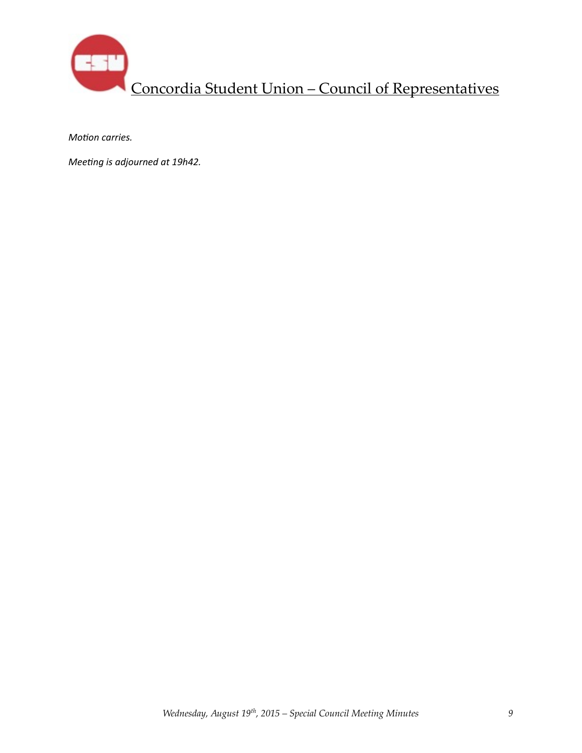*Motion carries.*

*Meeting is adjourned at 19h42.*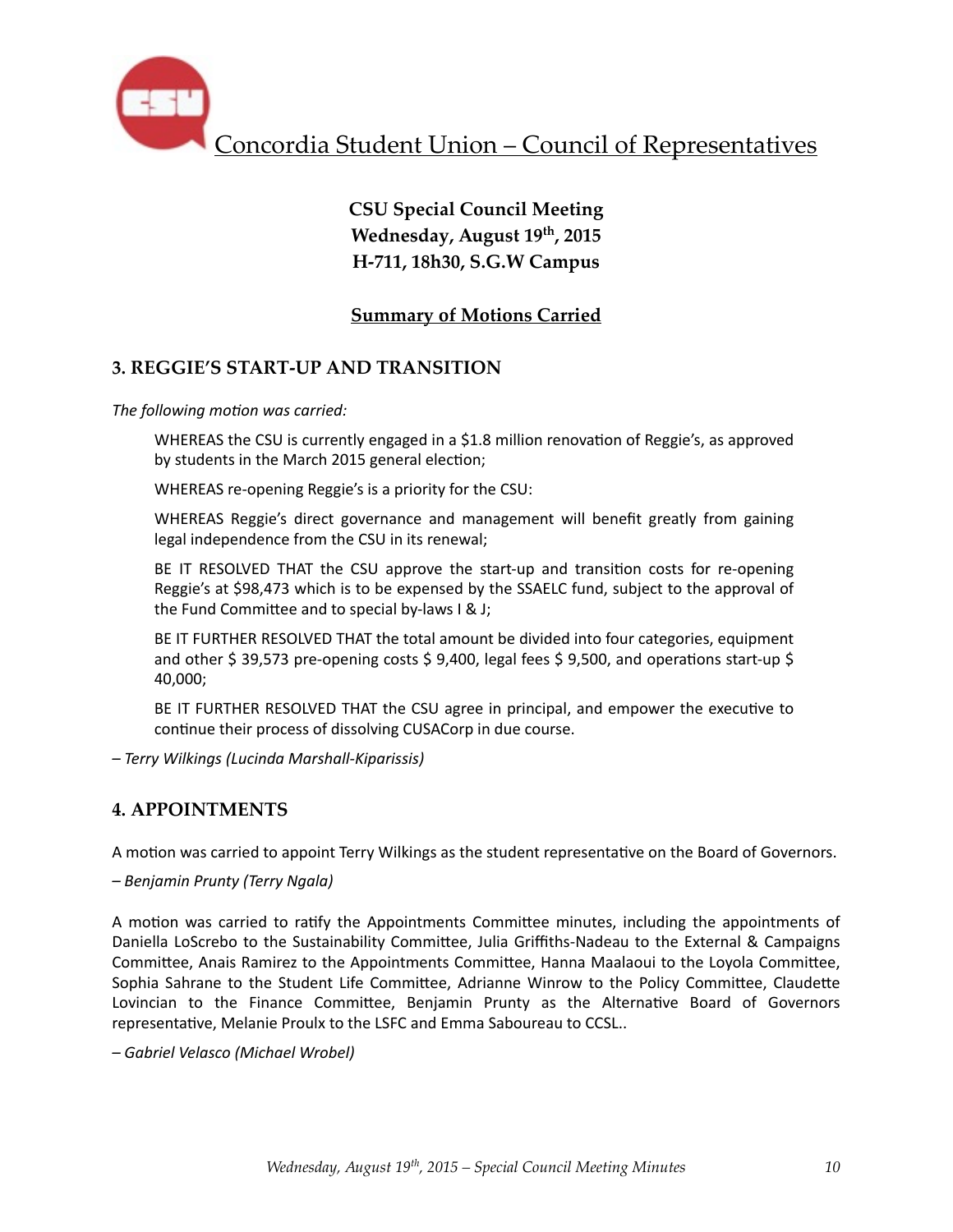Concordia Student Union – Council of Representatives

**CSU Special Council Meeting**
**Wednesday, August 19th, 2015**
**H-711, 18h30, S.G.W Campus**

**Summary of Motions Carried**

## 3. REGGIE'S START-UP AND TRANSITION

*The following motion was carried:*

WHEREAS the CSU is currently engaged in a $1.8 million renovation of Reggie's, as approved by students in the March 2015 general election;

WHEREAS re-opening Reggie's is a priority for the CSU:

WHEREAS Reggie's direct governance and management will benefit greatly from gaining legal independence from the CSU in its renewal;

BE IT RESOLVED THAT the CSU approve the start-up and transition costs for re-opening Reggie's at $98,473 which is to be expensed by the SSAELC fund, subject to the approval of the Fund Committee and to special by-laws I & J;

BE IT FURTHER RESOLVED THAT the total amount be divided into four categories, equipment and other $ 39,573 pre-opening costs $ 9,400, legal fees $ 9,500, and operations start-up $ 40,000;

BE IT FURTHER RESOLVED THAT the CSU agree in principal, and empower the executive to continue their process of dissolving CUSACorp in due course.

*– Terry Wilkings (Lucinda Marshall-Kiparissis)*

## 4. APPOINTMENTS

A motion was carried to appoint Terry Wilkings as the student representative on the Board of Governors.

*– Benjamin Prunty (Terry Ngala)*

A motion was carried to ratify the Appointments Committee minutes, including the appointments of Daniella LoScrebo to the Sustainability Committee, Julia Griffiths-Nadeau to the External & Campaigns Committee, Anais Ramirez to the Appointments Committee, Hanna Maalaoui to the Loyola Committee, Sophia Sahrane to the Student Life Committee, Adrianne Winrow to the Policy Committee, Claudette Lovincian to the Finance Committee, Benjamin Prunty as the Alternative Board of Governors representative, Melanie Proulx to the LSFC and Emma Saboureau to CCSL..

*– Gabriel Velasco (Michael Wrobel)*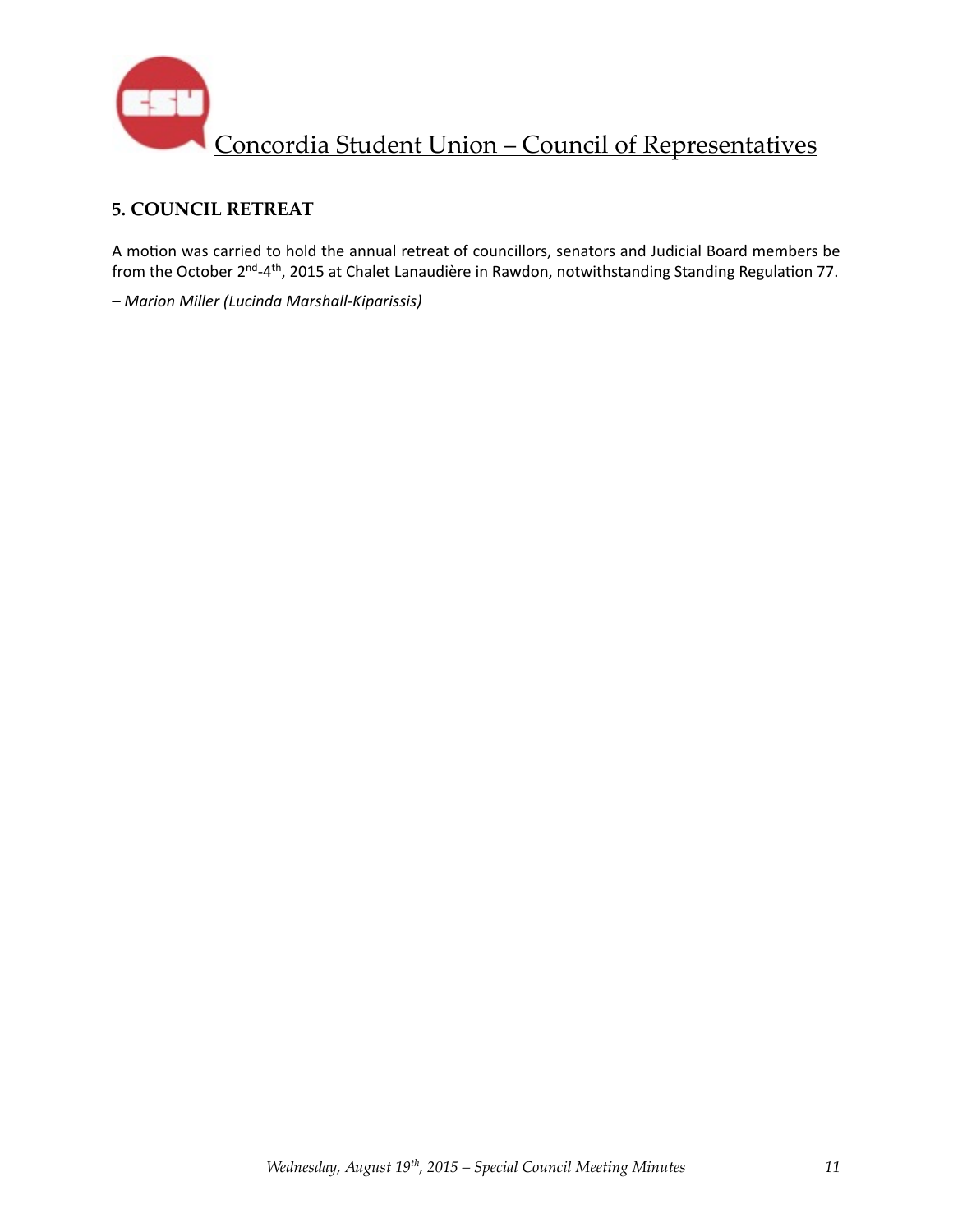## 5. COUNCIL RETREAT

A motion was carried to hold the annual retreat of councillors, senators and Judicial Board members be from the October 2nd-4th, 2015 at Chalet Lanaudière in Rawdon, notwithstanding Standing Regulation 77.

*– Marion Miller (Lucinda Marshall-Kiparissis)*